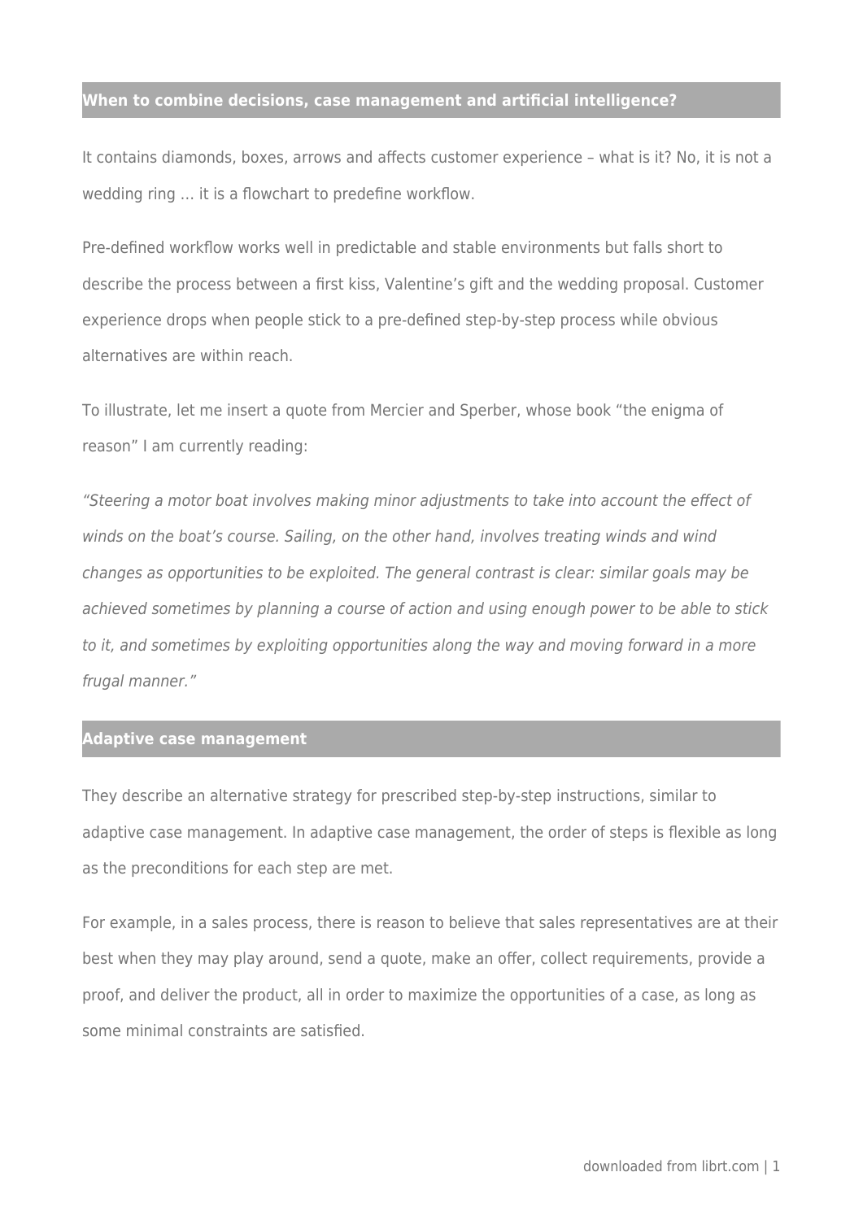## When to combine decisions, case management and artificial intelligence?

It contains diamonds, boxes, arrows and affects customer experience – what is it? No, it is not a wedding ring … it is a flowchart to predefine workflow.

Pre-defined workflow works well in predictable and stable environments but falls short to describe the process between a first kiss, Valentine's gift and the wedding proposal. Customer experience drops when people stick to a pre-defined step-by-step process while obvious alternatives are within reach.

To illustrate, let me insert a quote from Mercier and Sperber, whose book "the enigma of reason" I am currently reading:

*"Steering a motor boat involves making minor adjustments to take into account the effect of winds on the boat's course. Sailing, on the other hand, involves treating winds and wind changes as opportunities to be exploited. The general contrast is clear: similar goals may be achieved sometimes by planning a course of action and using enough power to be able to stick to it, and sometimes by exploiting opportunities along the way and moving forward in a more frugal manner."*

## Adaptive case management

They describe an alternative strategy for prescribed step-by-step instructions, similar to adaptive case management. In adaptive case management, the order of steps is flexible as long as the preconditions for each step are met.

For example, in a sales process, there is reason to believe that sales representatives are at their best when they may play around, send a quote, make an offer, collect requirements, provide a proof, and deliver the product, all in order to maximize the opportunities of a case, as long as some minimal constraints are satisfied.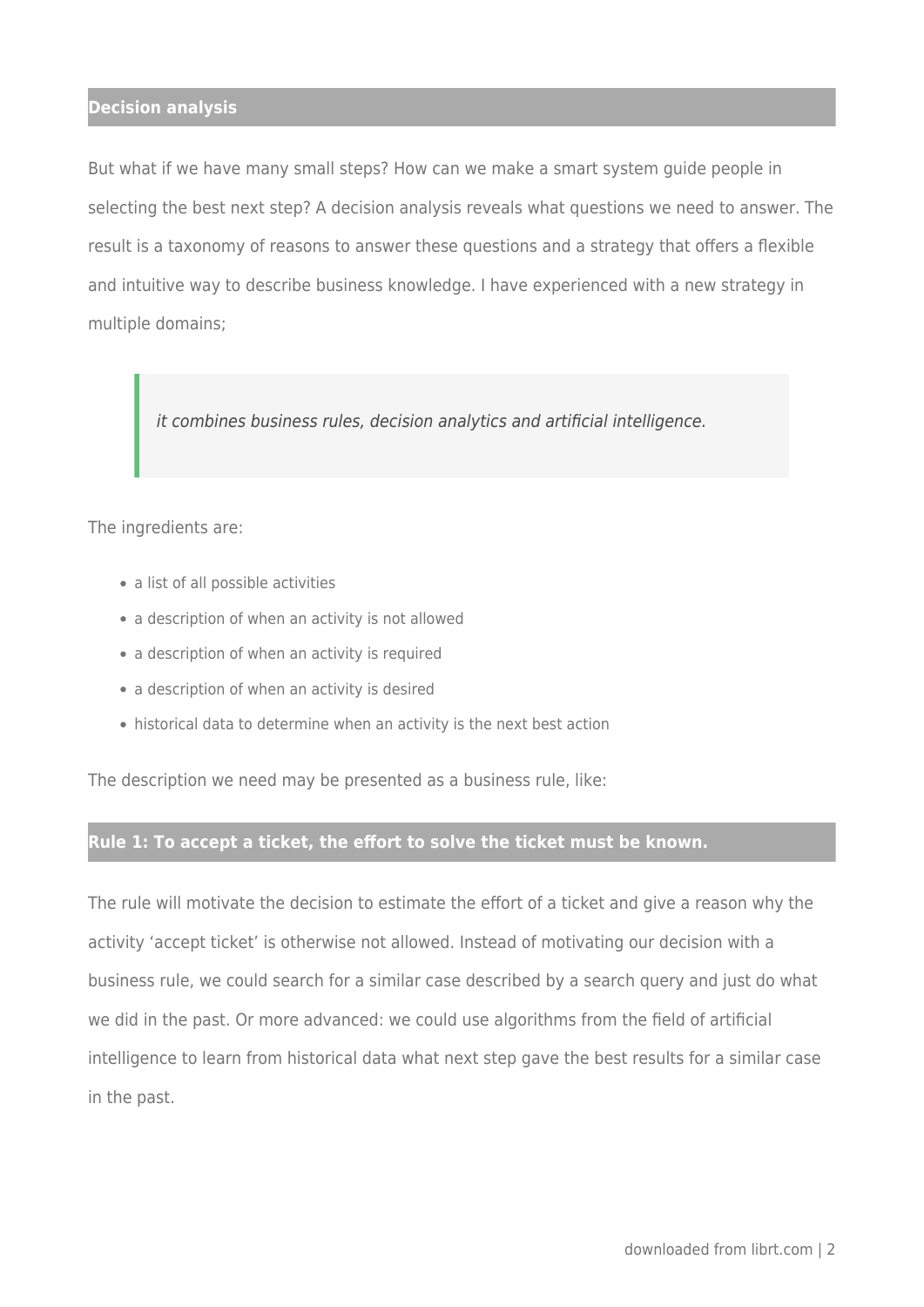## Decision analysis

But what if we have many small steps? How can we make a smart system guide people in selecting the best next step? A decision analysis reveals what questions we need to answer. The result is a taxonomy of reasons to answer these questions and a strategy that offers a flexible and intuitive way to describe business knowledge. I have experienced with a new strategy in multiple domains;

> *it combines business rules, decision analytics and artificial intelligence.*

The ingredients are:

- a list of all possible activities
- a description of when an activity is not allowed
- a description of when an activity is required
- a description of when an activity is desired
- historical data to determine when an activity is the next best action

The description we need may be presented as a business rule, like:

## Rule 1: To accept a ticket, the effort to solve the ticket must be known.

The rule will motivate the decision to estimate the effort of a ticket and give a reason why the activity 'accept ticket' is otherwise not allowed. Instead of motivating our decision with a business rule, we could search for a similar case described by a search query and just do what we did in the past. Or more advanced: we could use algorithms from the field of artificial intelligence to learn from historical data what next step gave the best results for a similar case in the past.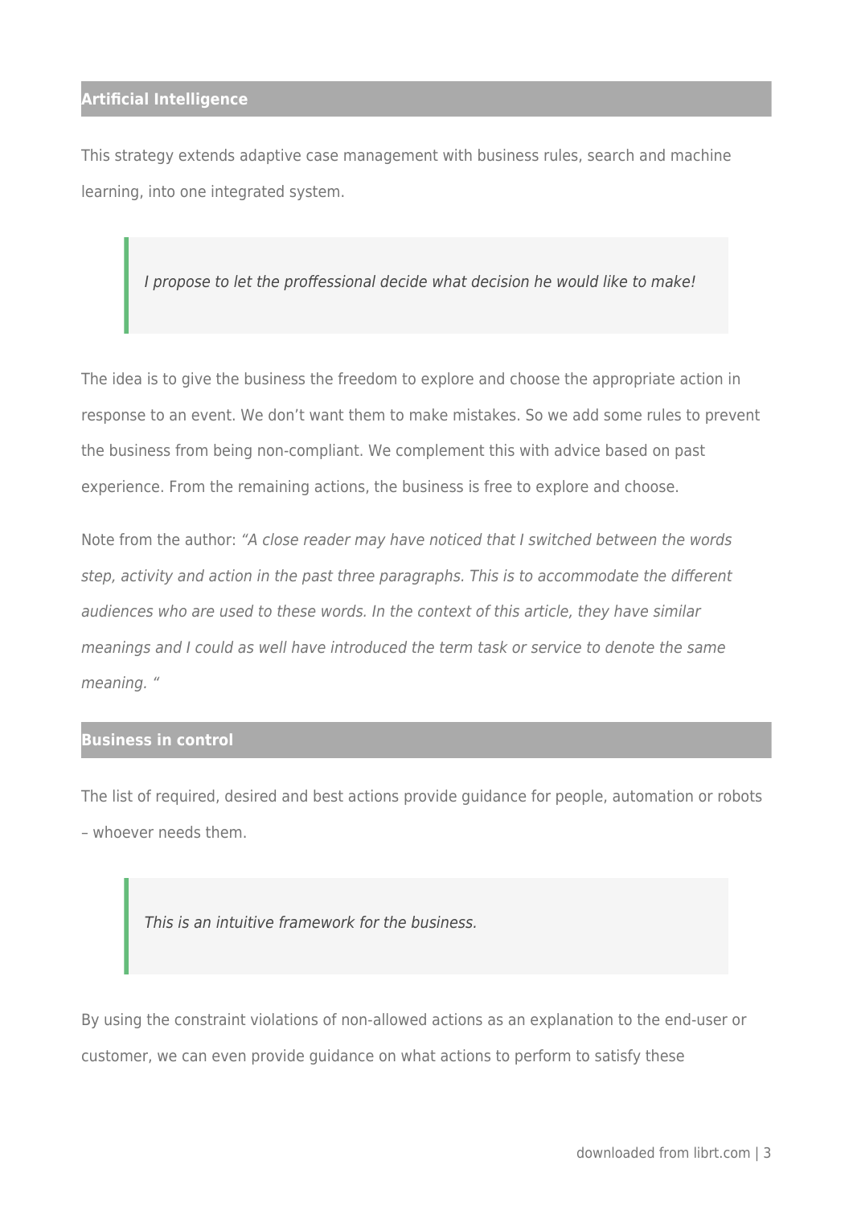## Artificial Intelligence

This strategy extends adaptive case management with business rules, search and machine learning, into one integrated system.

> *I propose to let the proffessional decide what decision he would like to make!*

The idea is to give the business the freedom to explore and choose the appropriate action in response to an event. We don't want them to make mistakes. So we add some rules to prevent the business from being non-compliant. We complement this with advice based on past experience. From the remaining actions, the business is free to explore and choose.

Note from the author: *"A close reader may have noticed that I switched between the words step, activity and action in the past three paragraphs. This is to accommodate the different audiences who are used to these words. In the context of this article, they have similar meanings and I could as well have introduced the term task or service to denote the same meaning. "*

## Business in control

The list of required, desired and best actions provide guidance for people, automation or robots – whoever needs them.

> *This is an intuitive framework for the business.*

By using the constraint violations of non-allowed actions as an explanation to the end-user or customer, we can even provide guidance on what actions to perform to satisfy these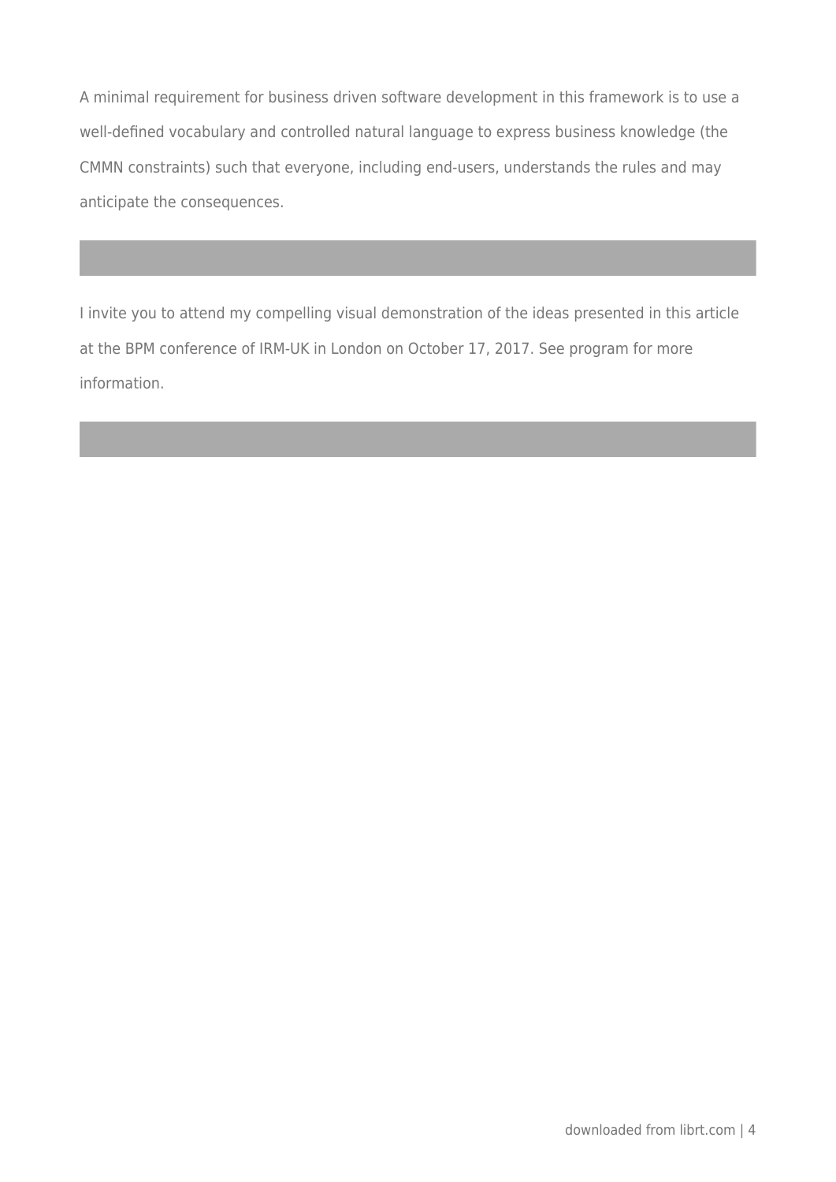A minimal requirement for business driven software development in this framework is to use a well-defined vocabulary and controlled natural language to express business knowledge (the CMMN constraints) such that everyone, including end-users, understands the rules and may anticipate the consequences.

---

I invite you to attend my compelling visual demonstration of the ideas presented in this article at the BPM conference of IRM-UK in London on October 17, 2017. See program for more information.

---